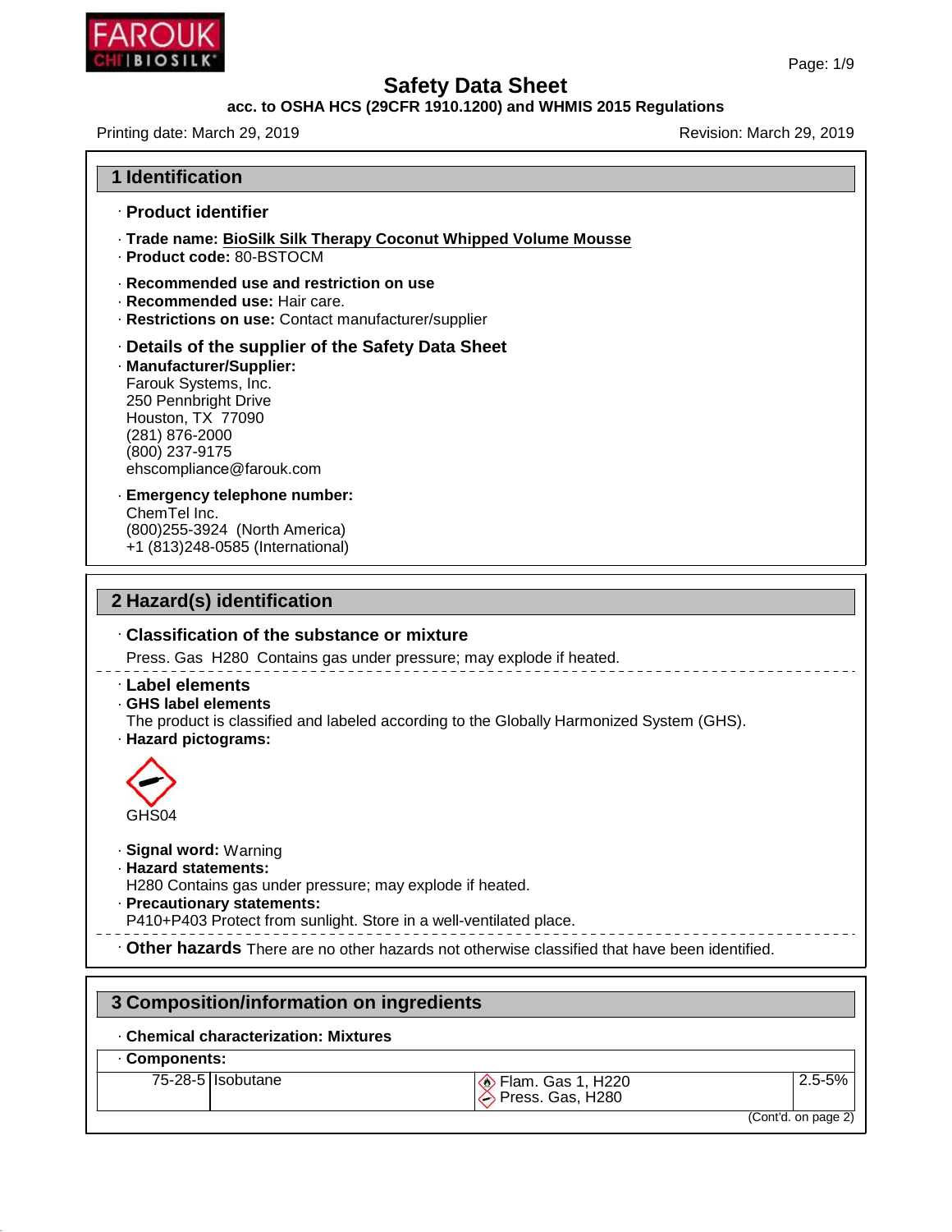# Safety Data Sheet

**acc. to OSHA HCS (29CFR 1910.1200) and WHMIS 2015 Regulations**

Printing date: March 29, 2019

Revision: March 29, 2019

## 1 Identification

### · Product identifier

- · **Trade name:** **BioSilk Silk Therapy Coconut Whipped Volume Mousse**
- · **Product code:** 80-BSTOCM

- · **Recommended use and restriction on use**
- · **Recommended use:** Hair care.
- · **Restrictions on use:** Contact manufacturer/supplier

### · Details of the supplier of the Safety Data Sheet

· **Manufacturer/Supplier:**
Farouk Systems, Inc.
250 Pennbright Drive
Houston, TX 77090
(281) 876-2000
(800) 237-9175
ehscompliance@farouk.com

· **Emergency telephone number:**
ChemTel Inc.
(800)255-3924 (North America)
+1 (813)248-0585 (International)

## 2 Hazard(s) identification

### · Classification of the substance or mixture

Press. Gas H280 Contains gas under pressure; may explode if heated.

### · Label elements

· **GHS label elements**
The product is classified and labeled according to the Globally Harmonized System (GHS).

· **Hazard pictograms:**

GHS04

· **Signal word:** Warning

· **Hazard statements:**
H280 Contains gas under pressure; may explode if heated.

· **Precautionary statements:**
P410+P403 Protect from sunlight. Store in a well-ventilated place.

· **Other hazards** There are no other hazards not otherwise classified that have been identified.

## 3 Composition/information on ingredients

· **Chemical characterization: Mixtures**

· **Components:**

| CAS | Component | Classification | Concentration |
|---|---|---|---|
| 75-28-5 | Isobutane | Flam. Gas 1, H220; Press. Gas, H280 | 2.5-5% |

(Cont'd. on page 2)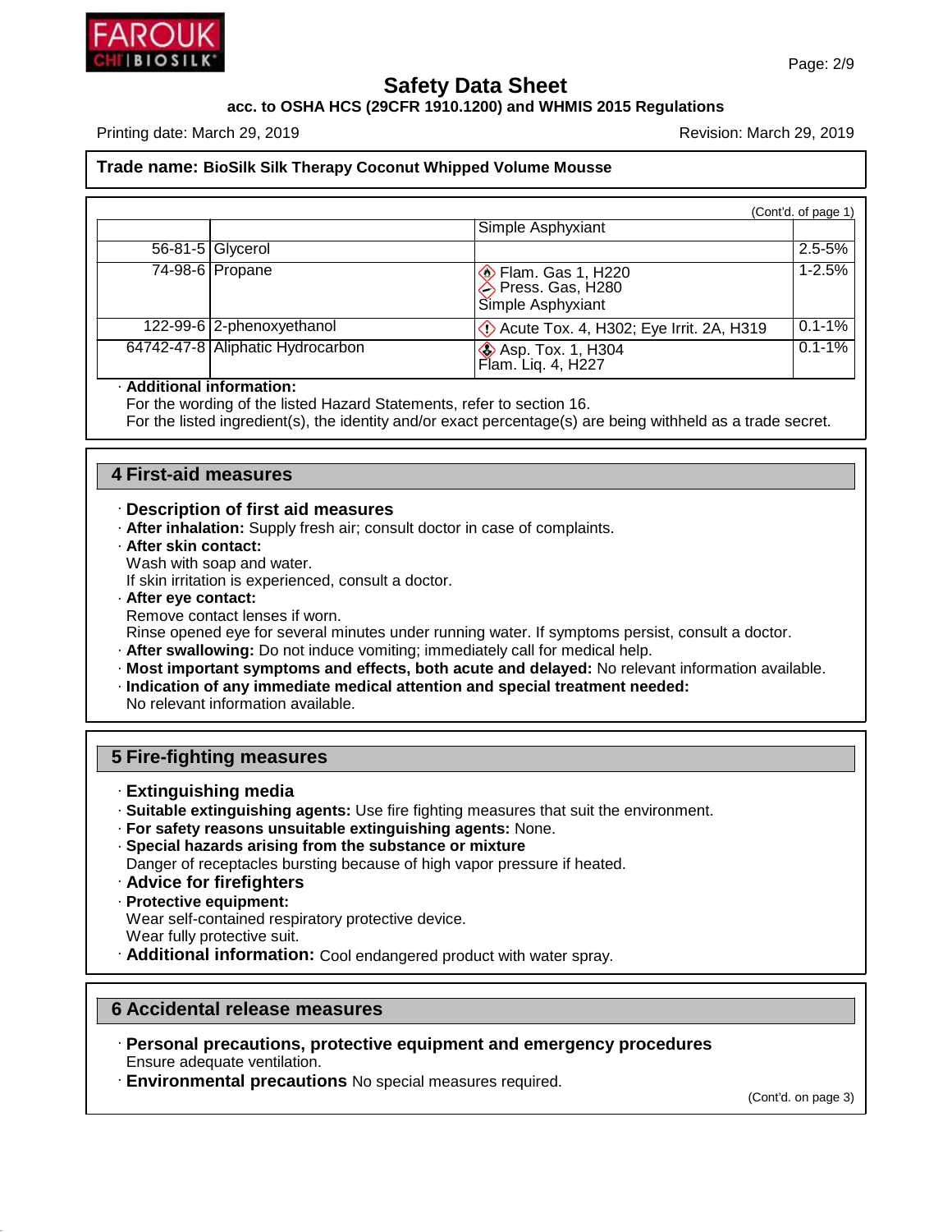## Safety Data Sheet

**acc. to OSHA HCS (29CFR 1910.1200) and WHMIS 2015 Regulations**

Printing date: March 29, 2019 Revision: March 29, 2019

**Trade name: BioSilk Silk Therapy Coconut Whipped Volume Mousse**

(Cont'd. of page 1)

| | | | |
|---|---|---|---|
| | | Simple Asphyxiant | |
| 56-81-5 | Glycerol | | 2.5-5% |
| 74-98-6 | Propane | Flam. Gas 1, H220<br>Press. Gas, H280<br>Simple Asphyxiant | 1-2.5% |
| 122-99-6 | 2-phenoxyethanol | Acute Tox. 4, H302; Eye Irrit. 2A, H319 | 0.1-1% |
| 64742-47-8 | Aliphatic Hydrocarbon | Asp. Tox. 1, H304<br>Flam. Liq. 4, H227 | 0.1-1% |

· **Additional information:**
For the wording of the listed Hazard Statements, refer to section 16.
For the listed ingredient(s), the identity and/or exact percentage(s) are being withheld as a trade secret.

## 4 First-aid measures

· **Description of first aid measures**
· **After inhalation:** Supply fresh air; consult doctor in case of complaints.
· **After skin contact:**
Wash with soap and water.
If skin irritation is experienced, consult a doctor.
· **After eye contact:**
Remove contact lenses if worn.
Rinse opened eye for several minutes under running water. If symptoms persist, consult a doctor.
· **After swallowing:** Do not induce vomiting; immediately call for medical help.
· **Most important symptoms and effects, both acute and delayed:** No relevant information available.
· **Indication of any immediate medical attention and special treatment needed:**
No relevant information available.

## 5 Fire-fighting measures

· **Extinguishing media**
· **Suitable extinguishing agents:** Use fire fighting measures that suit the environment.
· **For safety reasons unsuitable extinguishing agents:** None.
· **Special hazards arising from the substance or mixture**
Danger of receptacles bursting because of high vapor pressure if heated.
· **Advice for firefighters**
· **Protective equipment:**
Wear self-contained respiratory protective device.
Wear fully protective suit.
· **Additional information:** Cool endangered product with water spray.

## 6 Accidental release measures

· **Personal precautions, protective equipment and emergency procedures**
Ensure adequate ventilation.
· **Environmental precautions** No special measures required.

(Cont'd. on page 3)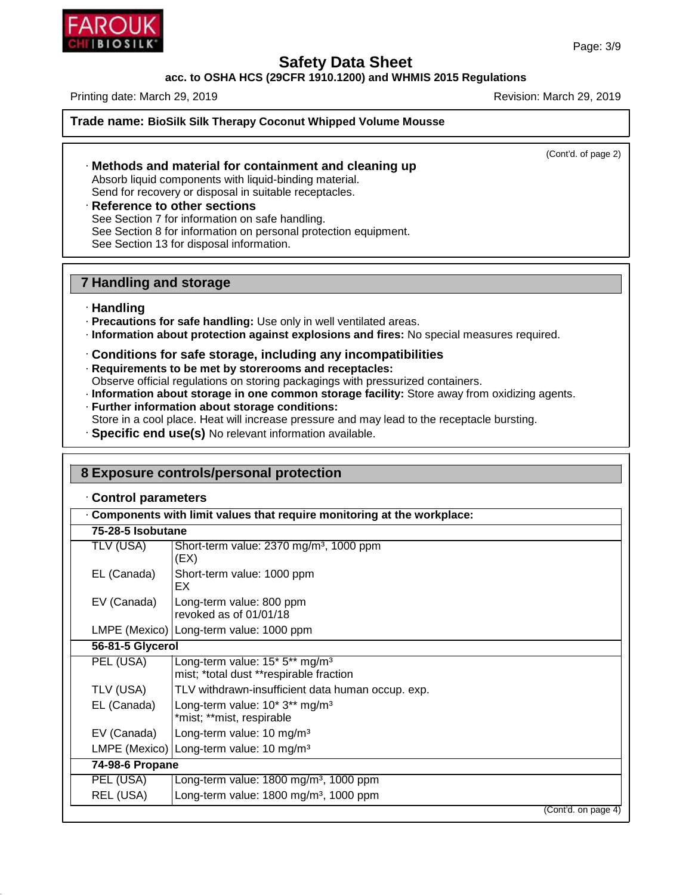**Trade name: BioSilk Silk Therapy Coconut Whipped Volume Mousse**

(Cont'd. of page 2)

· **Methods and material for containment and cleaning up**
Absorb liquid components with liquid-binding material.
Send for recovery or disposal in suitable receptacles.

· **Reference to other sections**
See Section 7 for information on safe handling.
See Section 8 for information on personal protection equipment.
See Section 13 for disposal information.

## 7 Handling and storage

· **Handling**
· **Precautions for safe handling:** Use only in well ventilated areas.
· **Information about protection against explosions and fires:** No special measures required.

· **Conditions for safe storage, including any incompatibilities**
· **Requirements to be met by storerooms and receptacles:**
Observe official regulations on storing packagings with pressurized containers.
· **Information about storage in one common storage facility:** Store away from oxidizing agents.
· **Further information about storage conditions:**
Store in a cool place. Heat will increase pressure and may lead to the receptacle bursting.
· **Specific end use(s)** No relevant information available.

## 8 Exposure controls/personal protection

· **Control parameters**

| · **Components with limit values that require monitoring at the workplace:** | |
|---|---|
| **75-28-5 Isobutane** | |
| TLV (USA) | Short-term value: 2370 mg/m³, 1000 ppm (EX) |
| EL (Canada) | Short-term value: 1000 ppm EX |
| EV (Canada) | Long-term value: 800 ppm revoked as of 01/01/18 |
| LMPE (Mexico) | Long-term value: 1000 ppm |
| **56-81-5 Glycerol** | |
| PEL (USA) | Long-term value: 15* 5** mg/m³ mist; *total dust **respirable fraction |
| TLV (USA) | TLV withdrawn-insufficient data human occup. exp. |
| EL (Canada) | Long-term value: 10* 3** mg/m³ *mist; **mist, respirable |
| EV (Canada) | Long-term value: 10 mg/m³ |
| LMPE (Mexico) | Long-term value: 10 mg/m³ |
| **74-98-6 Propane** | |
| PEL (USA) | Long-term value: 1800 mg/m³, 1000 ppm |
| REL (USA) | Long-term value: 1800 mg/m³, 1000 ppm |

(Cont'd. on page 4)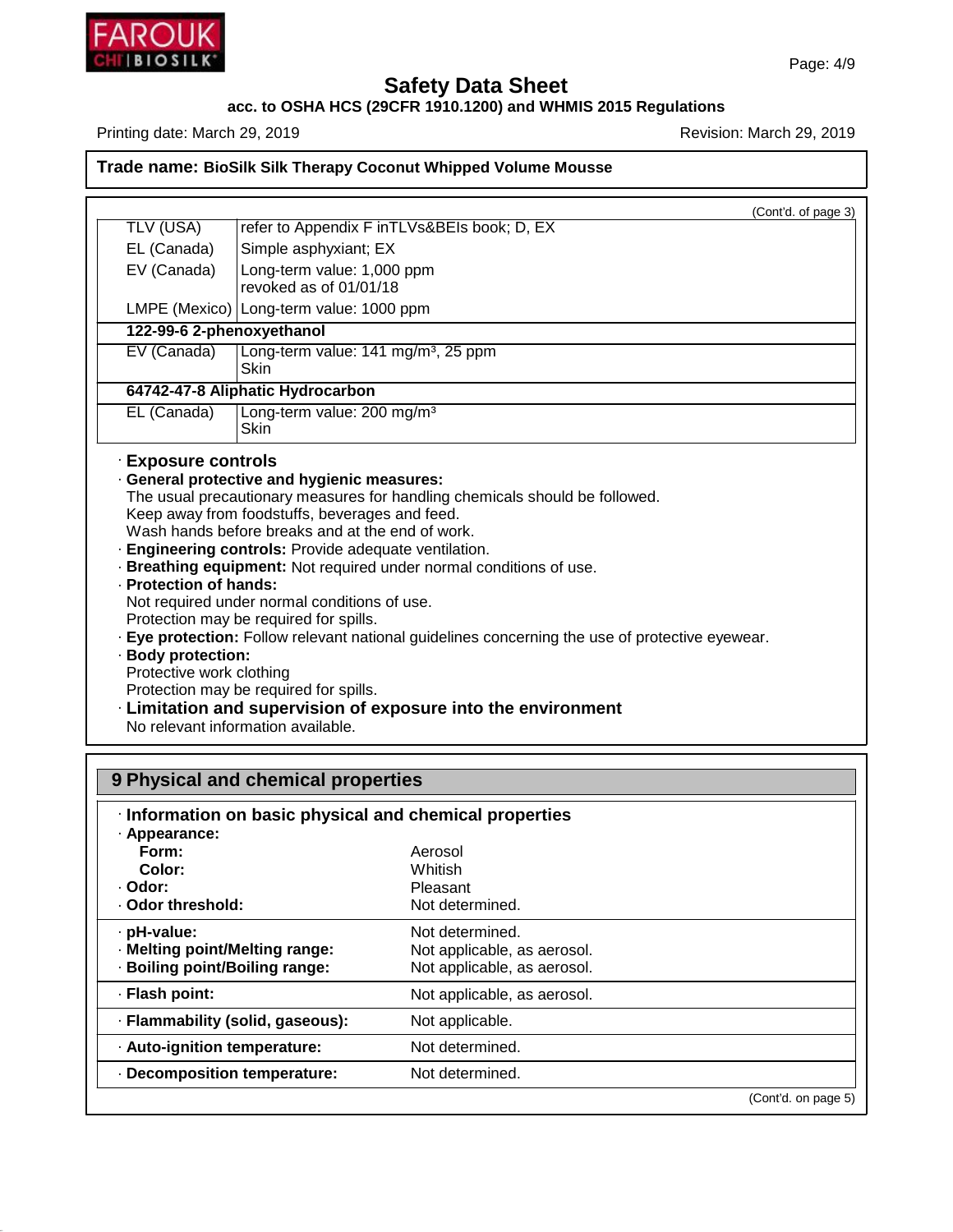**Trade name: BioSilk Silk Therapy Coconut Whipped Volume Mousse**

(Cont'd. of page 3)

| | |
|---|---|
| TLV (USA) | refer to Appendix F inTLVs&BEIs book; D, EX |
| EL (Canada) | Simple asphyxiant; EX |
| EV (Canada) | Long-term value: 1,000 ppm<br>revoked as of 01/01/18 |
| LMPE (Mexico) | Long-term value: 1000 ppm |
| **122-99-6 2-phenoxyethanol** | |
| EV (Canada) | Long-term value: 141 mg/m³, 25 ppm<br>Skin |
| **64742-47-8 Aliphatic Hydrocarbon** | |
| EL (Canada) | Long-term value: 200 mg/m³<br>Skin |

### · Exposure controls

· **General protective and hygienic measures:**
The usual precautionary measures for handling chemicals should be followed.
Keep away from foodstuffs, beverages and feed.
Wash hands before breaks and at the end of work.

· **Engineering controls:** Provide adequate ventilation.

· **Breathing equipment:** Not required under normal conditions of use.

· **Protection of hands:**
Not required under normal conditions of use.
Protection may be required for spills.

· **Eye protection:** Follow relevant national guidelines concerning the use of protective eyewear.

· **Body protection:**
Protective work clothing
Protection may be required for spills.

### · Limitation and supervision of exposure into the environment

No relevant information available.

## 9 Physical and chemical properties

### · Information on basic physical and chemical properties

| | |
|---|---|
| · **Appearance:** | |
| **Form:** | Aerosol |
| **Color:** | Whitish |
| · **Odor:** | Pleasant |
| · **Odor threshold:** | Not determined. |
| · **pH-value:** | Not determined. |
| · **Melting point/Melting range:** | Not applicable, as aerosol. |
| · **Boiling point/Boiling range:** | Not applicable, as aerosol. |
| · **Flash point:** | Not applicable, as aerosol. |
| · **Flammability (solid, gaseous):** | Not applicable. |
| · **Auto-ignition temperature:** | Not determined. |
| · **Decomposition temperature:** | Not determined. |

(Cont'd. on page 5)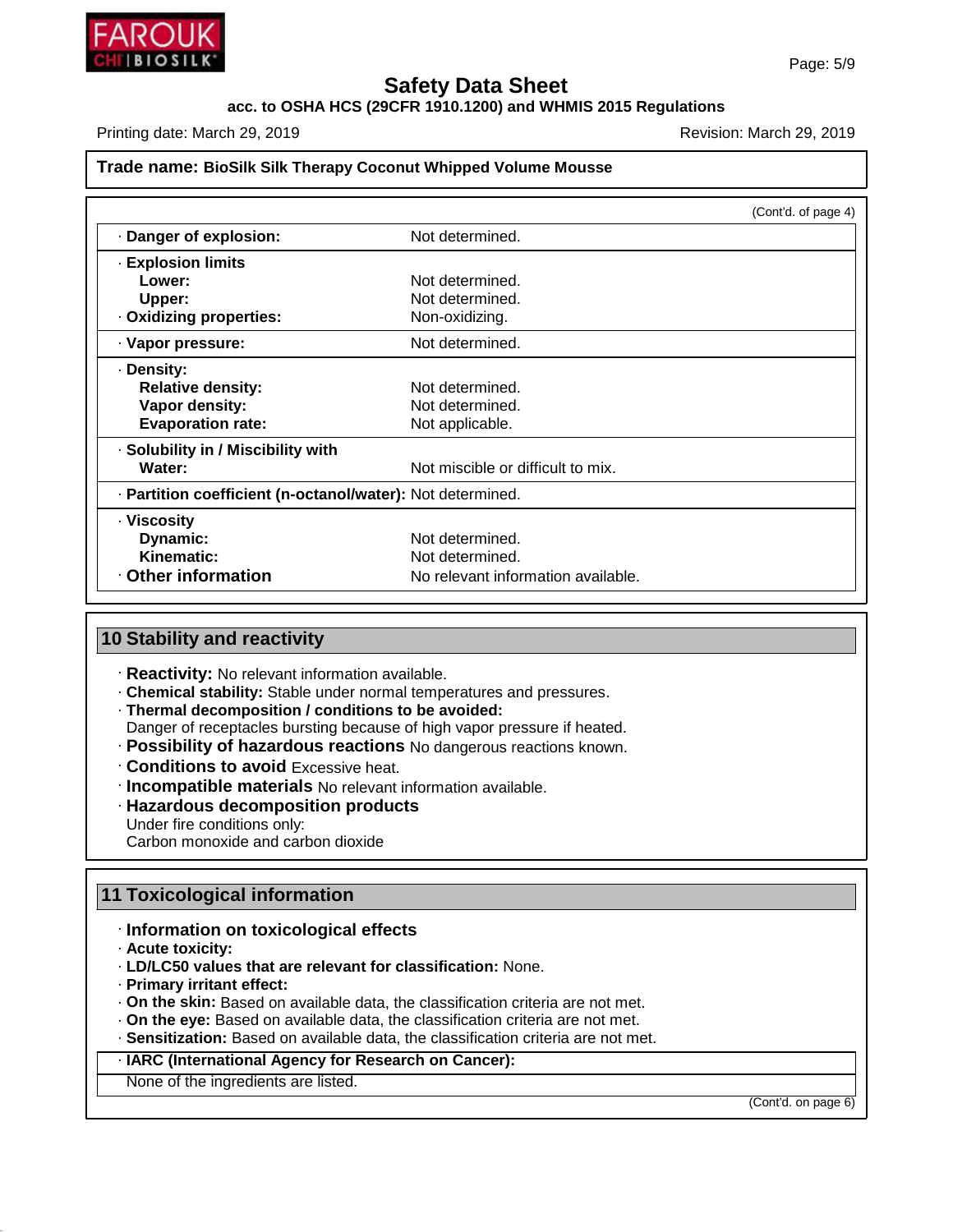**Trade name: BioSilk Silk Therapy Coconut Whipped Volume Mousse**

(Cont'd. of page 4)

| | |
|---|---|
| · **Danger of explosion:** | Not determined. |
| · **Explosion limits** | |
| **Lower:** | Not determined. |
| **Upper:** | Not determined. |
| · **Oxidizing properties:** | Non-oxidizing. |
| · **Vapor pressure:** | Not determined. |
| · **Density:** | |
| **Relative density:** | Not determined. |
| **Vapor density:** | Not determined. |
| **Evaporation rate:** | Not applicable. |
| · **Solubility in / Miscibility with** | |
| **Water:** | Not miscible or difficult to mix. |
| · **Partition coefficient (n-octanol/water):** | Not determined. |
| · **Viscosity** | |
| **Dynamic:** | Not determined. |
| **Kinematic:** | Not determined. |
| · **Other information** | No relevant information available. |

## 10 Stability and reactivity

· **Reactivity:** No relevant information available.
· **Chemical stability:** Stable under normal temperatures and pressures.
· **Thermal decomposition / conditions to be avoided:**
Danger of receptacles bursting because of high vapor pressure if heated.
· **Possibility of hazardous reactions** No dangerous reactions known.
· **Conditions to avoid** Excessive heat.
· **Incompatible materials** No relevant information available.
· **Hazardous decomposition products**
Under fire conditions only:
Carbon monoxide and carbon dioxide

## 11 Toxicological information

· **Information on toxicological effects**
· **Acute toxicity:**
· **LD/LC50 values that are relevant for classification:** None.
· **Primary irritant effect:**
· **On the skin:** Based on available data, the classification criteria are not met.
· **On the eye:** Based on available data, the classification criteria are not met.
· **Sensitization:** Based on available data, the classification criteria are not met.

· **IARC (International Agency for Research on Cancer):**
None of the ingredients are listed.

(Cont'd. on page 6)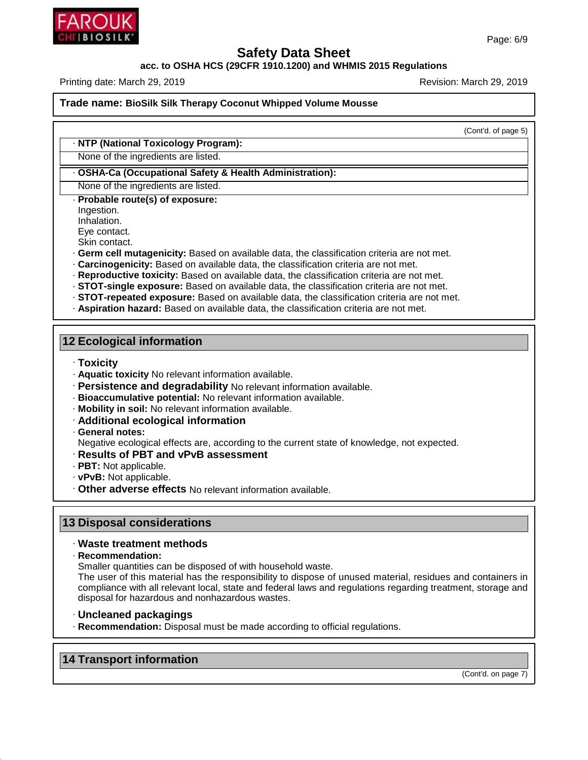Trade name: **BioSilk Silk Therapy Coconut Whipped Volume Mousse**

(Cont'd. of page 5)

· **NTP (National Toxicology Program):**

None of the ingredients are listed.

· **OSHA-Ca (Occupational Safety & Health Administration):**

None of the ingredients are listed.

· **Probable route(s) of exposure:**
Ingestion.
Inhalation.
Eye contact.
Skin contact.

· **Germ cell mutagenicity:** Based on available data, the classification criteria are not met.
· **Carcinogenicity:** Based on available data, the classification criteria are not met.
· **Reproductive toxicity:** Based on available data, the classification criteria are not met.
· **STOT-single exposure:** Based on available data, the classification criteria are not met.
· **STOT-repeated exposure:** Based on available data, the classification criteria are not met.
· **Aspiration hazard:** Based on available data, the classification criteria are not met.

## 12 Ecological information

· **Toxicity**
· **Aquatic toxicity** No relevant information available.
· **Persistence and degradability** No relevant information available.
· **Bioaccumulative potential:** No relevant information available.
· **Mobility in soil:** No relevant information available.
· **Additional ecological information**
· **General notes:**
Negative ecological effects are, according to the current state of knowledge, not expected.
· **Results of PBT and vPvB assessment**
· **PBT:** Not applicable.
· **vPvB:** Not applicable.
· **Other adverse effects** No relevant information available.

## 13 Disposal considerations

· **Waste treatment methods**
· **Recommendation:**
Smaller quantities can be disposed of with household waste.
The user of this material has the responsibility to dispose of unused material, residues and containers in compliance with all relevant local, state and federal laws and regulations regarding treatment, storage and disposal for hazardous and nonhazardous wastes.

· **Uncleaned packagings**
· **Recommendation:** Disposal must be made according to official regulations.

## 14 Transport information

(Cont'd. on page 7)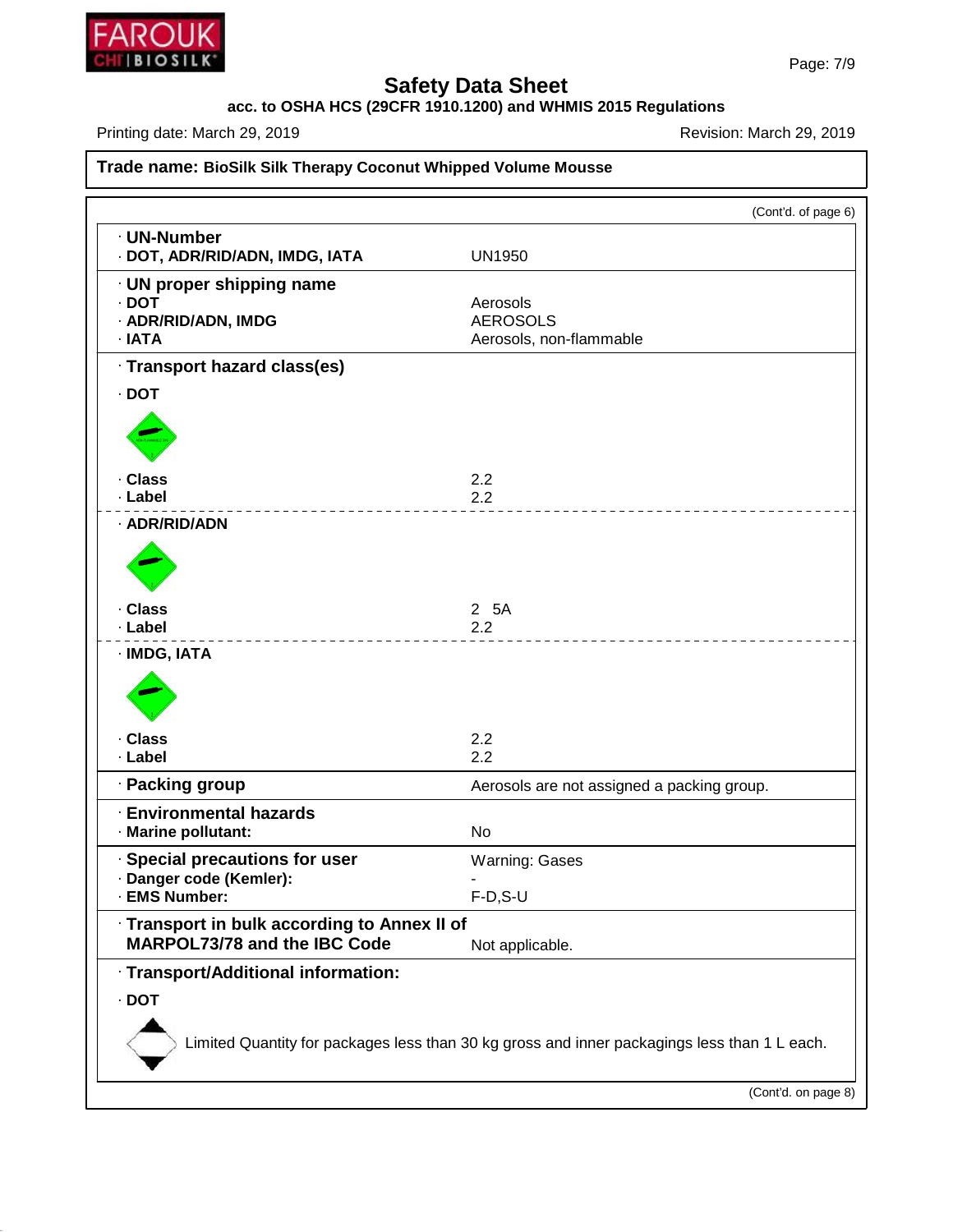# Safety Data Sheet

**acc. to OSHA HCS (29CFR 1910.1200) and WHMIS 2015 Regulations**

Printing date: March 29, 2019 Revision: March 29, 2019

**Trade name: BioSilk Silk Therapy Coconut Whipped Volume Mousse**

(Cont'd. of page 6)

· **UN-Number**

| | |
|---|---|
| · **DOT, ADR/RID/ADN, IMDG, IATA** | UN1950 |

· **UN proper shipping name**

| | |
|---|---|
| · **DOT** | Aerosols |
| · **ADR/RID/ADN, IMDG** | AEROSOLS |
| · **IATA** | Aerosols, non-flammable |

· **Transport hazard class(es)**

· **DOT**

| | |
|---|---|
| · **Class** | 2.2 |
| · **Label** | 2.2 |

· **ADR/RID/ADN**

| | |
|---|---|
| · **Class** | 2 5A |
| · **Label** | 2.2 |

· **IMDG, IATA**

| | |
|---|---|
| · **Class** | 2.2 |
| · **Label** | 2.2 |

| | |
|---|---|
| · **Packing group** | Aerosols are not assigned a packing group. |

· **Environmental hazards**

| | |
|---|---|
| · **Marine pollutant:** | No |

| | |
|---|---|
| · **Special precautions for user** | Warning: Gases |
| · **Danger code (Kemler):** | - |
| · **EMS Number:** | F-D,S-U |

| | |
|---|---|
| · **Transport in bulk according to Annex II of MARPOL73/78 and the IBC Code** | Not applicable. |

· **Transport/Additional information:**

· **DOT**

Limited Quantity for packages less than 30 kg gross and inner packagings less than 1 L each.

(Cont'd. on page 8)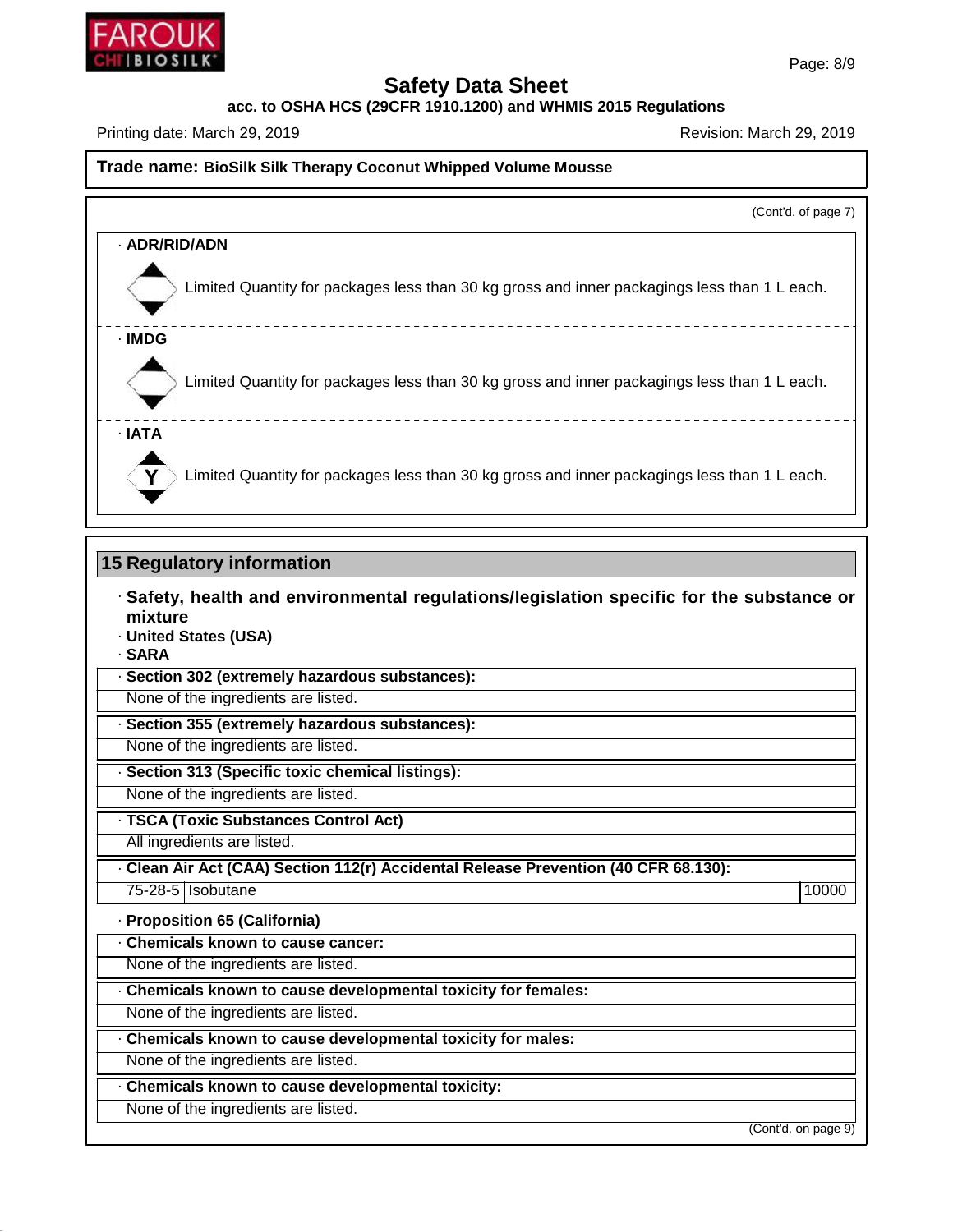Page: 8/9

# Safety Data Sheet

**acc. to OSHA HCS (29CFR 1910.1200) and WHMIS 2015 Regulations**

Printing date: March 29, 2019 Revision: March 29, 2019

**Trade name: BioSilk Silk Therapy Coconut Whipped Volume Mousse**

(Cont'd. of page 7)

· **ADR/RID/ADN**

Limited Quantity for packages less than 30 kg gross and inner packagings less than 1 L each.

· **IMDG**

Limited Quantity for packages less than 30 kg gross and inner packagings less than 1 L each.

· **IATA**

Limited Quantity for packages less than 30 kg gross and inner packagings less than 1 L each.

## 15 Regulatory information

· **Safety, health and environmental regulations/legislation specific for the substance or mixture**

· **United States (USA)**

· **SARA**

· **Section 302 (extremely hazardous substances):**

None of the ingredients are listed.

· **Section 355 (extremely hazardous substances):**

None of the ingredients are listed.

· **Section 313 (Specific toxic chemical listings):**

None of the ingredients are listed.

· **TSCA (Toxic Substances Control Act)**

All ingredients are listed.

· **Clean Air Act (CAA) Section 112(r) Accidental Release Prevention (40 CFR 68.130):**

| 75-28-5 | Isobutane | 10000 |
|---|---|---|

· **Proposition 65 (California)**

· **Chemicals known to cause cancer:**

None of the ingredients are listed.

· **Chemicals known to cause developmental toxicity for females:**

None of the ingredients are listed.

· **Chemicals known to cause developmental toxicity for males:**

None of the ingredients are listed.

· **Chemicals known to cause developmental toxicity:**

None of the ingredients are listed.

(Cont'd. on page 9)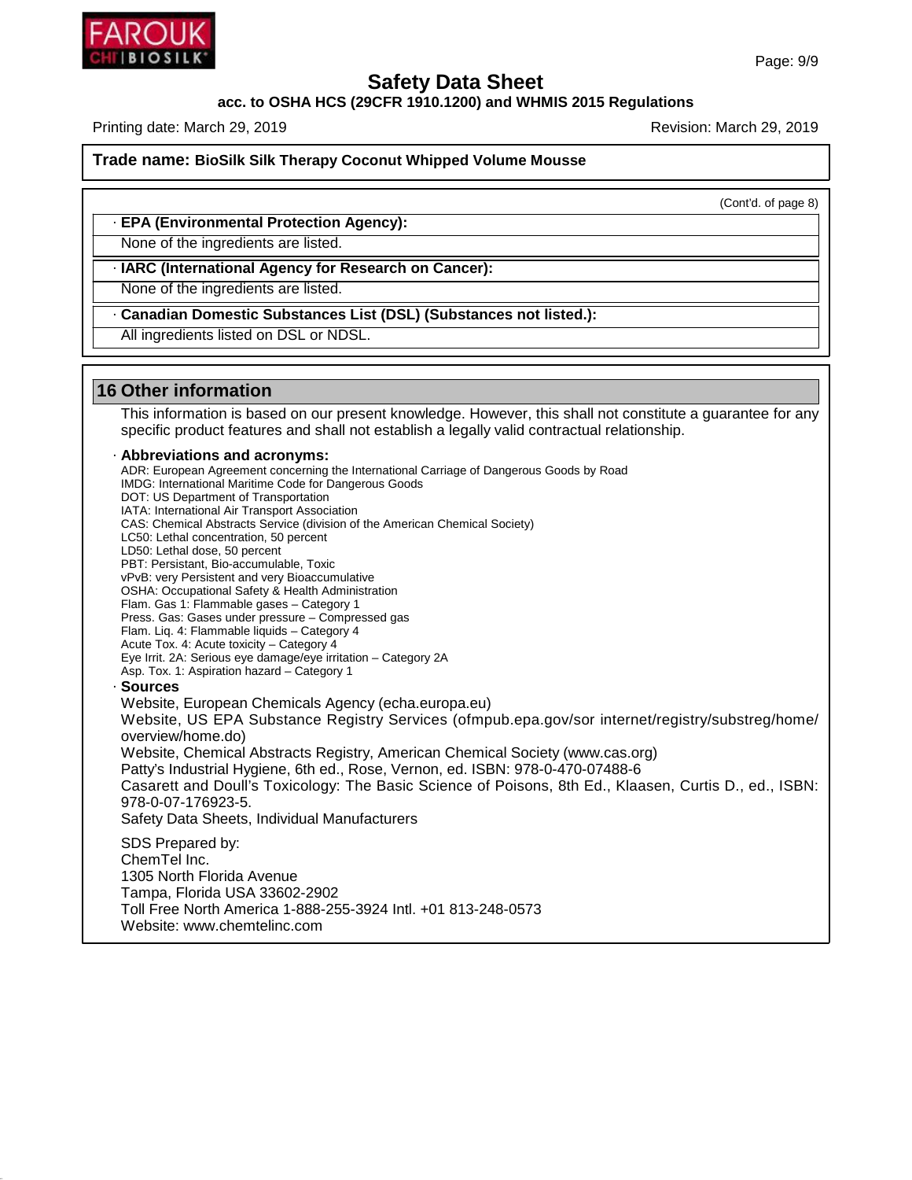**Trade name: BioSilk Silk Therapy Coconut Whipped Volume Mousse**

(Cont'd. of page 8)

· **EPA (Environmental Protection Agency):**

None of the ingredients are listed.

· **IARC (International Agency for Research on Cancer):**

None of the ingredients are listed.

· **Canadian Domestic Substances List (DSL) (Substances not listed.):**

All ingredients listed on DSL or NDSL.

## 16 Other information

This information is based on our present knowledge. However, this shall not constitute a guarantee for any specific product features and shall not establish a legally valid contractual relationship.

· **Abbreviations and acronyms:**

ADR: European Agreement concerning the International Carriage of Dangerous Goods by Road
IMDG: International Maritime Code for Dangerous Goods
DOT: US Department of Transportation
IATA: International Air Transport Association
CAS: Chemical Abstracts Service (division of the American Chemical Society)
LC50: Lethal concentration, 50 percent
LD50: Lethal dose, 50 percent
PBT: Persistant, Bio-accumulable, Toxic
vPvB: very Persistent and very Bioaccumulative
OSHA: Occupational Safety & Health Administration
Flam. Gas 1: Flammable gases – Category 1
Press. Gas: Gases under pressure – Compressed gas
Flam. Liq. 4: Flammable liquids – Category 4
Acute Tox. 4: Acute toxicity – Category 4
Eye Irrit. 2A: Serious eye damage/eye irritation – Category 2A
Asp. Tox. 1: Aspiration hazard – Category 1

· **Sources**

Website, European Chemicals Agency (echa.europa.eu)
Website, US EPA Substance Registry Services (ofmpub.epa.gov/sor internet/registry/substreg/home/overview/home.do)
Website, Chemical Abstracts Registry, American Chemical Society (www.cas.org)
Patty's Industrial Hygiene, 6th ed., Rose, Vernon, ed. ISBN: 978-0-470-07488-6
Casarett and Doull's Toxicology: The Basic Science of Poisons, 8th Ed., Klaasen, Curtis D., ed., ISBN: 978-0-07-176923-5.
Safety Data Sheets, Individual Manufacturers

SDS Prepared by:
ChemTel Inc.
1305 North Florida Avenue
Tampa, Florida USA 33602-2902
Toll Free North America 1-888-255-3924 Intl. +01 813-248-0573
Website: www.chemtelinc.com